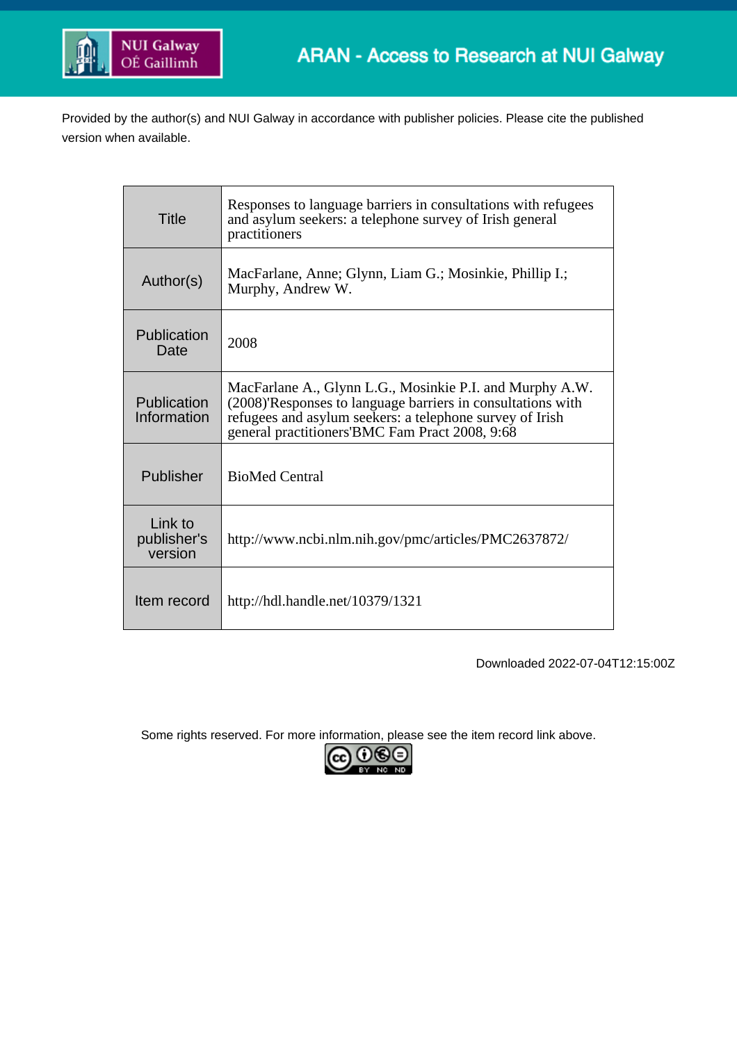NUI Galway
OÉ Gaillimh

ARAN - Access to Research at NUI Galway

Provided by the author(s) and NUI Galway in accordance with publisher policies. Please cite the published version when available.

| | |
|---|---|
| Title | Responses to language barriers in consultations with refugees and asylum seekers: a telephone survey of Irish general practitioners |
| Author(s) | MacFarlane, Anne; Glynn, Liam G.; Mosinkie, Phillip I.; Murphy, Andrew W. |
| Publication Date | 2008 |
| Publication Information | MacFarlane A., Glynn L.G., Mosinkie P.I. and Murphy A.W. (2008)'Responses to language barriers in consultations with refugees and asylum seekers: a telephone survey of Irish general practitioners'BMC Fam Pract 2008, 9:68 |
| Publisher | BioMed Central |
| Link to publisher's version | http://www.ncbi.nlm.nih.gov/pmc/articles/PMC2637872/ |
| Item record | http://hdl.handle.net/10379/1321 |

Downloaded 2022-07-04T12:15:00Z

Some rights reserved. For more information, please see the item record link above.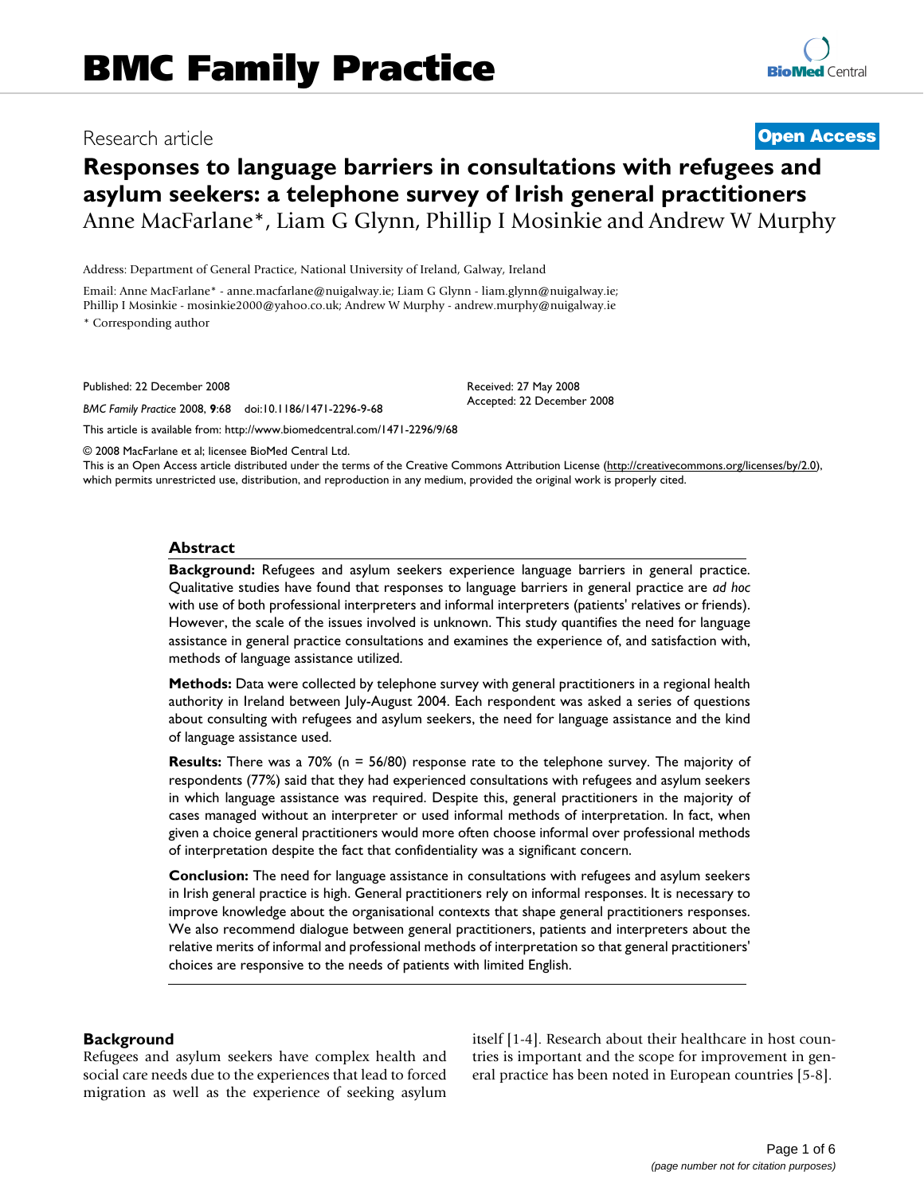# Responses to language barriers in consultations with refugees and asylum seekers: a telephone survey of Irish general practitioners

Anne MacFarlane*, Liam G Glynn, Phillip I Mosinkie and Andrew W Murphy

Address: Department of General Practice, National University of Ireland, Galway, Ireland

Email: Anne MacFarlane* - anne.macfarlane@nuigalway.ie; Liam G Glynn - liam.glynn@nuigalway.ie; Phillip I Mosinkie - mosinkie2000@yahoo.co.uk; Andrew W Murphy - andrew.murphy@nuigalway.ie

* Corresponding author

Published: 22 December 2008

*BMC Family Practice* 2008, **9**:68 doi:10.1186/1471-2296-9-68

Received: 27 May 2008

Accepted: 22 December 2008

This article is available from: http://www.biomedcentral.com/1471-2296/9/68

© 2008 MacFarlane et al; licensee BioMed Central Ltd.

This is an Open Access article distributed under the terms of the Creative Commons Attribution License (http://creativecommons.org/licenses/by/2.0), which permits unrestricted use, distribution, and reproduction in any medium, provided the original work is properly cited.

## Abstract

**Background:** Refugees and asylum seekers experience language barriers in general practice. Qualitative studies have found that responses to language barriers in general practice are *ad hoc* with use of both professional interpreters and informal interpreters (patients' relatives or friends). However, the scale of the issues involved is unknown. This study quantifies the need for language assistance in general practice consultations and examines the experience of, and satisfaction with, methods of language assistance utilized.

**Methods:** Data were collected by telephone survey with general practitioners in a regional health authority in Ireland between July-August 2004. Each respondent was asked a series of questions about consulting with refugees and asylum seekers, the need for language assistance and the kind of language assistance used.

**Results:** There was a 70% (n = 56/80) response rate to the telephone survey. The majority of respondents (77%) said that they had experienced consultations with refugees and asylum seekers in which language assistance was required. Despite this, general practitioners in the majority of cases managed without an interpreter or used informal methods of interpretation. In fact, when given a choice general practitioners would more often choose informal over professional methods of interpretation despite the fact that confidentiality was a significant concern.

**Conclusion:** The need for language assistance in consultations with refugees and asylum seekers in Irish general practice is high. General practitioners rely on informal responses. It is necessary to improve knowledge about the organisational contexts that shape general practitioners responses. We also recommend dialogue between general practitioners, patients and interpreters about the relative merits of informal and professional methods of interpretation so that general practitioners' choices are responsive to the needs of patients with limited English.

## Background

Refugees and asylum seekers have complex health and social care needs due to the experiences that lead to forced migration as well as the experience of seeking asylum itself [1-4]. Research about their healthcare in host countries is important and the scope for improvement in general practice has been noted in European countries [5-8].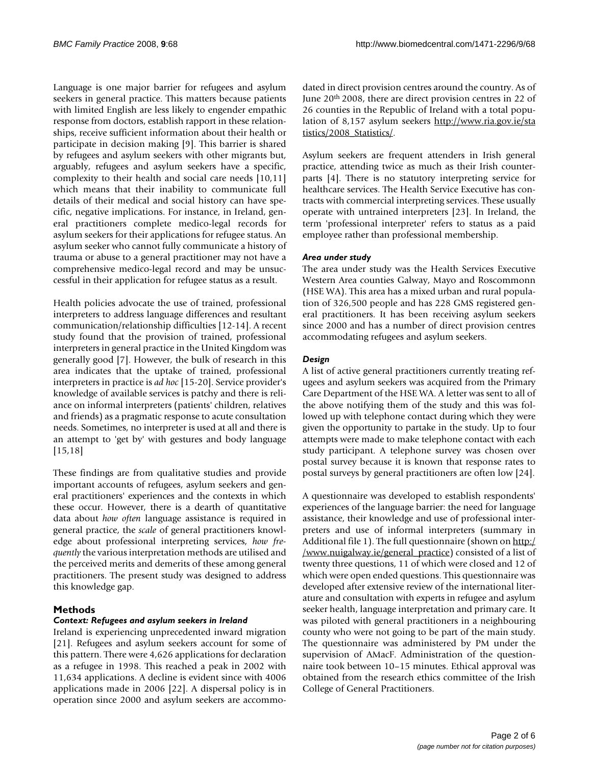Language is one major barrier for refugees and asylum seekers in general practice. This matters because patients with limited English are less likely to engender empathic response from doctors, establish rapport in these relationships, receive sufficient information about their health or participate in decision making [9]. This barrier is shared by refugees and asylum seekers with other migrants but, arguably, refugees and asylum seekers have a specific, complexity to their health and social care needs [10,11] which means that their inability to communicate full details of their medical and social history can have specific, negative implications. For instance, in Ireland, general practitioners complete medico-legal records for asylum seekers for their applications for refugee status. An asylum seeker who cannot fully communicate a history of trauma or abuse to a general practitioner may not have a comprehensive medico-legal record and may be unsuccessful in their application for refugee status as a result.

Health policies advocate the use of trained, professional interpreters to address language differences and resultant communication/relationship difficulties [12-14]. A recent study found that the provision of trained, professional interpreters in general practice in the United Kingdom was generally good [7]. However, the bulk of research in this area indicates that the uptake of trained, professional interpreters in practice is *ad hoc* [15-20]. Service provider's knowledge of available services is patchy and there is reliance on informal interpreters (patients' children, relatives and friends) as a pragmatic response to acute consultation needs. Sometimes, no interpreter is used at all and there is an attempt to 'get by' with gestures and body language [15,18]

These findings are from qualitative studies and provide important accounts of refugees, asylum seekers and general practitioners' experiences and the contexts in which these occur. However, there is a dearth of quantitative data about *how often* language assistance is required in general practice, the *scale* of general practitioners knowledge about professional interpreting services, *how frequently* the various interpretation methods are utilised and the perceived merits and demerits of these among general practitioners. The present study was designed to address this knowledge gap.

## Methods

### *Context: Refugees and asylum seekers in Ireland*

Ireland is experiencing unprecedented inward migration [21]. Refugees and asylum seekers account for some of this pattern. There were 4,626 applications for declaration as a refugee in 1998. This reached a peak in 2002 with 11,634 applications. A decline is evident since with 4006 applications made in 2006 [22]. A dispersal policy is in operation since 2000 and asylum seekers are accommodated in direct provision centres around the country. As of June 20th 2008, there are direct provision centres in 22 of 26 counties in the Republic of Ireland with a total population of 8,157 asylum seekers http://www.ria.gov.ie/statistics/2008_Statistics/.

Asylum seekers are frequent attenders in Irish general practice, attending twice as much as their Irish counterparts [4]. There is no statutory interpreting service for healthcare services. The Health Service Executive has contracts with commercial interpreting services. These usually operate with untrained interpreters [23]. In Ireland, the term 'professional interpreter' refers to status as a paid employee rather than professional membership.

### *Area under study*

The area under study was the Health Services Executive Western Area counties Galway, Mayo and Roscommonn (HSE WA). This area has a mixed urban and rural population of 326,500 people and has 228 GMS registered general practitioners. It has been receiving asylum seekers since 2000 and has a number of direct provision centres accommodating refugees and asylum seekers.

### *Design*

A list of active general practitioners currently treating refugees and asylum seekers was acquired from the Primary Care Department of the HSE WA. A letter was sent to all of the above notifying them of the study and this was followed up with telephone contact during which they were given the opportunity to partake in the study. Up to four attempts were made to make telephone contact with each study participant. A telephone survey was chosen over postal survey because it is known that response rates to postal surveys by general practitioners are often low [24].

A questionnaire was developed to establish respondents' experiences of the language barrier: the need for language assistance, their knowledge and use of professional interpreters and use of informal interpreters (summary in Additional file 1). The full questionnaire (shown on http://www.nuigalway.ie/general_practice) consisted of a list of twenty three questions, 11 of which were closed and 12 of which were open ended questions. This questionnaire was developed after extensive review of the international literature and consultation with experts in refugee and asylum seeker health, language interpretation and primary care. It was piloted with general practitioners in a neighbouring county who were not going to be part of the main study. The questionnaire was administered by PM under the supervision of AMacF. Administration of the questionnaire took between 10–15 minutes. Ethical approval was obtained from the research ethics committee of the Irish College of General Practitioners.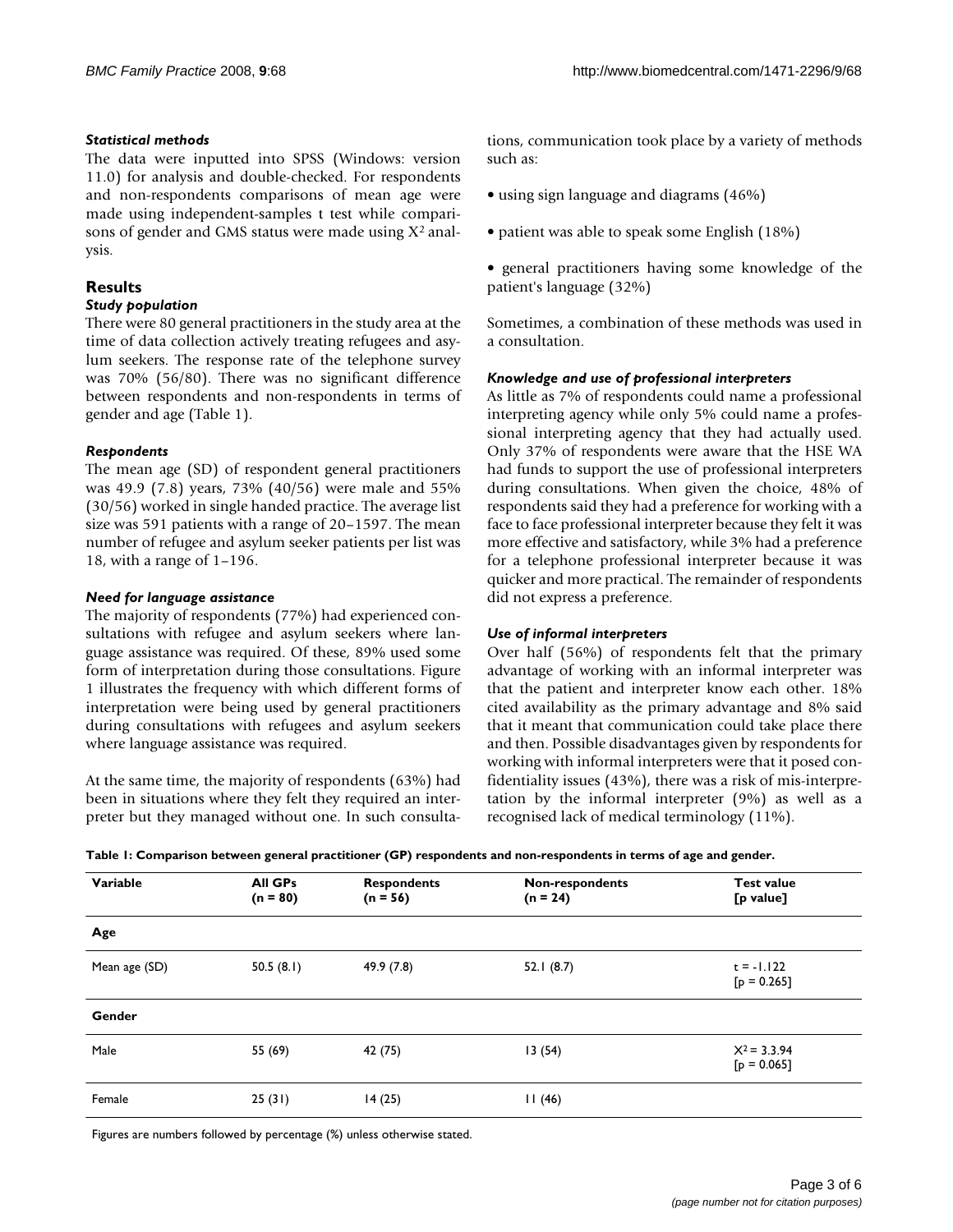### Statistical methods

The data were inputted into SPSS (Windows: version 11.0) for analysis and double-checked. For respondents and non-respondents comparisons of mean age were made using independent-samples t test while comparisons of gender and GMS status were made using $X^2$ analysis.

## Results

### Study population

There were 80 general practitioners in the study area at the time of data collection actively treating refugees and asylum seekers. The response rate of the telephone survey was 70% (56/80). There was no significant difference between respondents and non-respondents in terms of gender and age (Table 1).

### Respondents

The mean age (SD) of respondent general practitioners was 49.9 (7.8) years, 73% (40/56) were male and 55% (30/56) worked in single handed practice. The average list size was 591 patients with a range of 20–1597. The mean number of refugee and asylum seeker patients per list was 18, with a range of 1–196.

### Need for language assistance

The majority of respondents (77%) had experienced consultations with refugee and asylum seekers where language assistance was required. Of these, 89% used some form of interpretation during those consultations. Figure 1 illustrates the frequency with which different forms of interpretation were being used by general practitioners during consultations with refugees and asylum seekers where language assistance was required.

At the same time, the majority of respondents (63%) had been in situations where they felt they required an interpreter but they managed without one. In such consultations, communication took place by a variety of methods such as:

- using sign language and diagrams (46%)
- patient was able to speak some English (18%)
- general practitioners having some knowledge of the patient's language (32%)

Sometimes, a combination of these methods was used in a consultation.

### Knowledge and use of professional interpreters

As little as 7% of respondents could name a professional interpreting agency while only 5% could name a professional interpreting agency that they had actually used. Only 37% of respondents were aware that the HSE WA had funds to support the use of professional interpreters during consultations. When given the choice, 48% of respondents said they had a preference for working with a face to face professional interpreter because they felt it was more effective and satisfactory, while 3% had a preference for a telephone professional interpreter because it was quicker and more practical. The remainder of respondents did not express a preference.

### Use of informal interpreters

Over half (56%) of respondents felt that the primary advantage of working with an informal interpreter was that the patient and interpreter know each other. 18% cited availability as the primary advantage and 8% said that it meant that communication could take place there and then. Possible disadvantages given by respondents for working with informal interpreters were that it posed confidentiality issues (43%), there was a risk of mis-interpretation by the informal interpreter (9%) as well as a recognised lack of medical terminology (11%).

**Table 1: Comparison between general practitioner (GP) respondents and non-respondents in terms of age and gender.**

| Variable | All GPs (n = 80) | Respondents (n = 56) | Non-respondents (n = 24) | Test value [p value] |
|---|---|---|---|---|
| **Age** | | | | |
| Mean age (SD) | 50.5 (8.1) | 49.9 (7.8) | 52.1 (8.7) | t = -1.122 [p = 0.265] |
| **Gender** | | | | |
| Male | 55 (69) | 42 (75) | 13 (54) | $X^2$ = 3.3.94 [p = 0.065] |
| Female | 25 (31) | 14 (25) | 11 (46) | |

Figures are numbers followed by percentage (%) unless otherwise stated.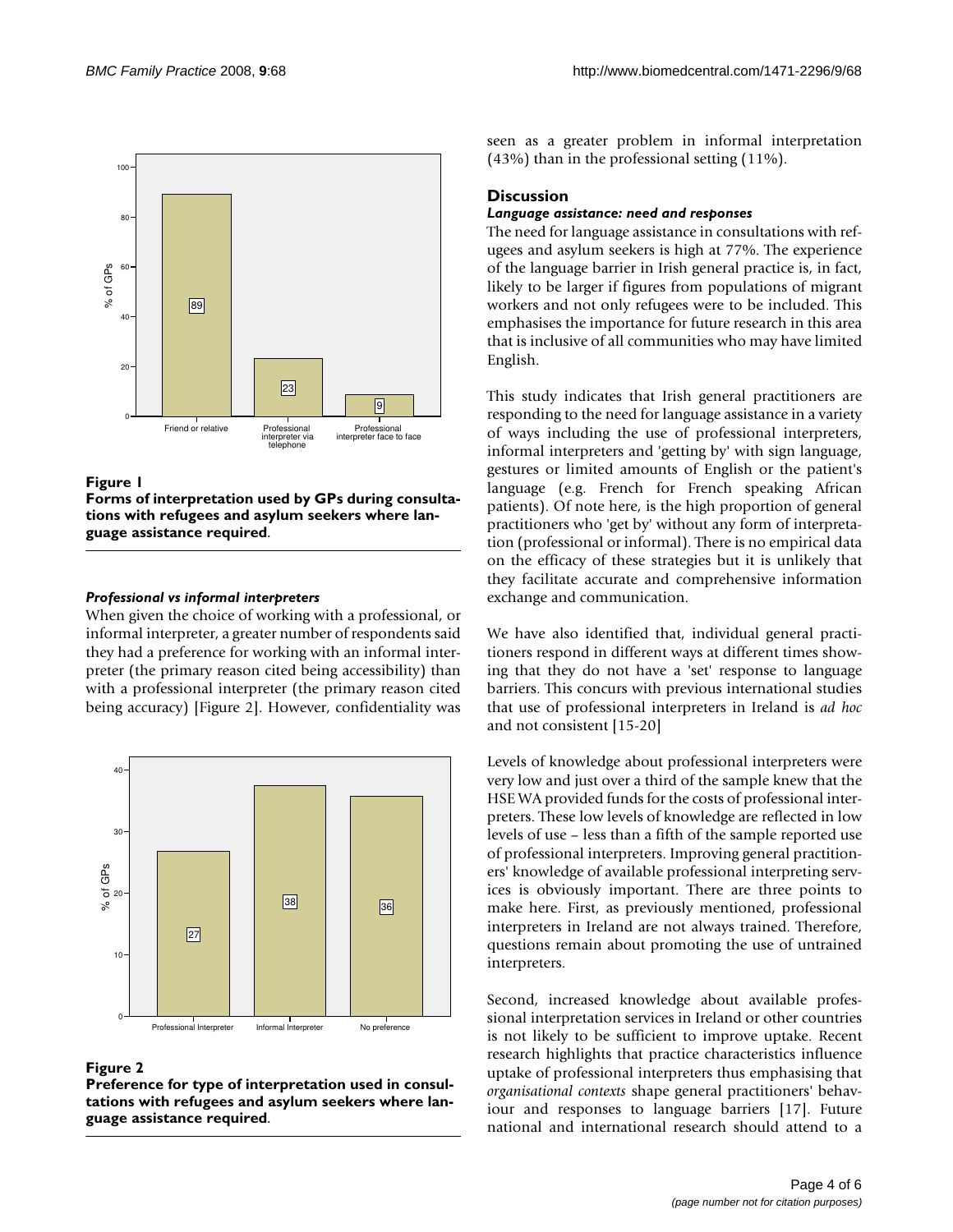100
80
60
40
20
0
% of GPs
89
23
9
Friend or relative
Professional interpreter via telephone
Professional interpreter face to face

**Figure 1**
**Forms of interpretation used by GPs during consultations with refugees and asylum seekers where language assistance required.**

### *Professional vs informal interpreters*

When given the choice of working with a professional, or informal interpreter, a greater number of respondents said they had a preference for working with an informal interpreter (the primary reason cited being accessibility) than with a professional interpreter (the primary reason cited being accuracy) [Figure 2]. However, confidentiality was seen as a greater problem in informal interpretation (43%) than in the professional setting (11%).

40
30
20
10
0
% of GPs
27
38
36
Professional Interpreter
Informal Interpreter
No preference

**Figure 2**
**Preference for type of interpretation used in consultations with refugees and asylum seekers where language assistance required.**

## Discussion

### *Language assistance: need and responses*

The need for language assistance in consultations with refugees and asylum seekers is high at 77%. The experience of the language barrier in Irish general practice is, in fact, likely to be larger if figures from populations of migrant workers and not only refugees were to be included. This emphasises the importance for future research in this area that is inclusive of all communities who may have limited English.

This study indicates that Irish general practitioners are responding to the need for language assistance in a variety of ways including the use of professional interpreters, informal interpreters and 'getting by' with sign language, gestures or limited amounts of English or the patient's language (e.g. French for French speaking African patients). Of note here, is the high proportion of general practitioners who 'get by' without any form of interpretation (professional or informal). There is no empirical data on the efficacy of these strategies but it is unlikely that they facilitate accurate and comprehensive information exchange and communication.

We have also identified that, individual general practitioners respond in different ways at different times showing that they do not have a 'set' response to language barriers. This concurs with previous international studies that use of professional interpreters in Ireland is *ad hoc* and not consistent [15-20]

Levels of knowledge about professional interpreters were very low and just over a third of the sample knew that the HSE WA provided funds for the costs of professional interpreters. These low levels of knowledge are reflected in low levels of use – less than a fifth of the sample reported use of professional interpreters. Improving general practitioners' knowledge of available professional interpreting services is obviously important. There are three points to make here. First, as previously mentioned, professional interpreters in Ireland are not always trained. Therefore, questions remain about promoting the use of untrained interpreters.

Second, increased knowledge about available professional interpretation services in Ireland or other countries is not likely to be sufficient to improve uptake. Recent research highlights that practice characteristics influence uptake of professional interpreters thus emphasising that *organisational contexts* shape general practitioners' behaviour and responses to language barriers [17]. Future national and international research should attend to a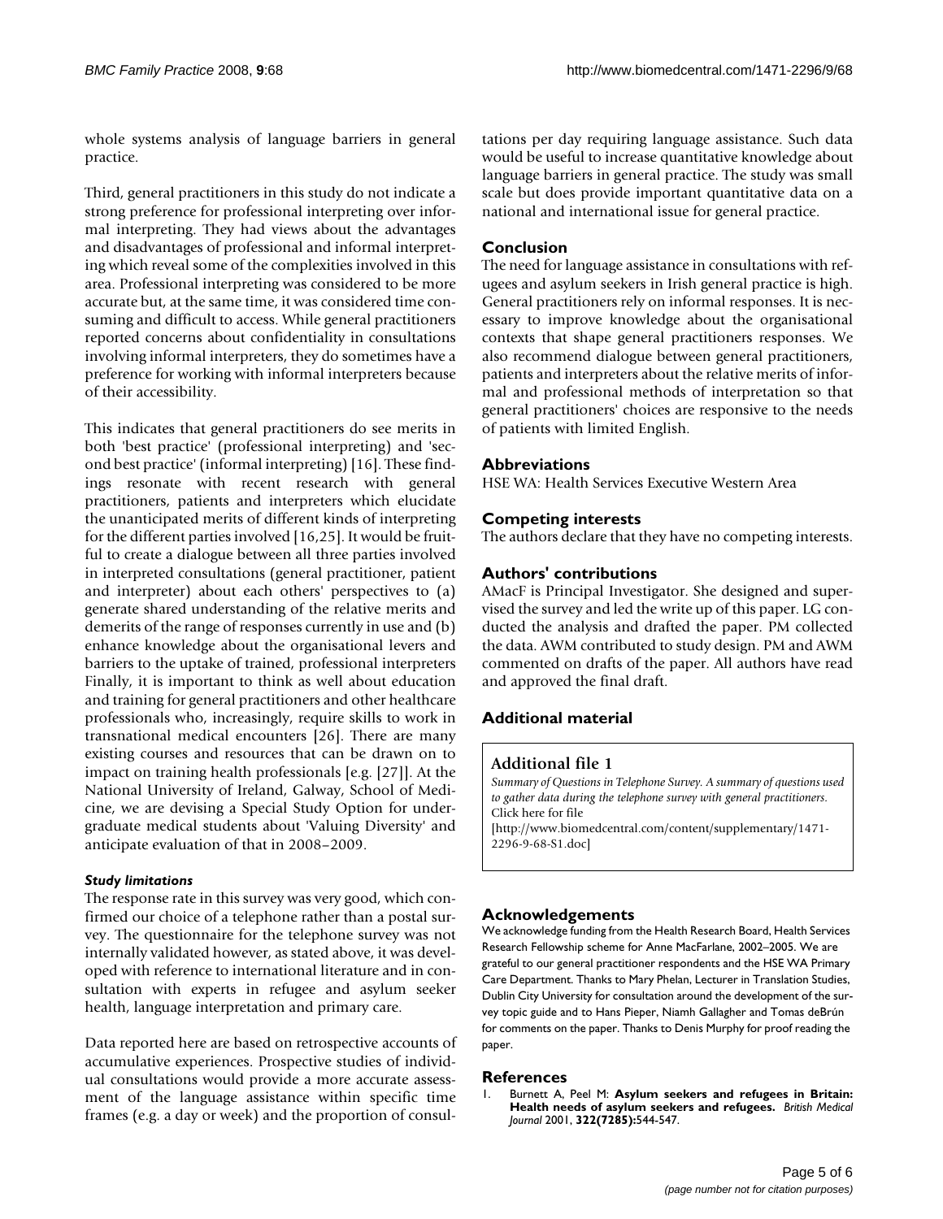whole systems analysis of language barriers in general practice.

Third, general practitioners in this study do not indicate a strong preference for professional interpreting over informal interpreting. They had views about the advantages and disadvantages of professional and informal interpreting which reveal some of the complexities involved in this area. Professional interpreting was considered to be more accurate but, at the same time, it was considered time consuming and difficult to access. While general practitioners reported concerns about confidentiality in consultations involving informal interpreters, they do sometimes have a preference for working with informal interpreters because of their accessibility.

This indicates that general practitioners do see merits in both 'best practice' (professional interpreting) and 'second best practice' (informal interpreting) [16]. These findings resonate with recent research with general practitioners, patients and interpreters which elucidate the unanticipated merits of different kinds of interpreting for the different parties involved [16,25]. It would be fruitful to create a dialogue between all three parties involved in interpreted consultations (general practitioner, patient and interpreter) about each others' perspectives to (a) generate shared understanding of the relative merits and demerits of the range of responses currently in use and (b) enhance knowledge about the organisational levers and barriers to the uptake of trained, professional interpreters Finally, it is important to think as well about education and training for general practitioners and other healthcare professionals who, increasingly, require skills to work in transnational medical encounters [26]. There are many existing courses and resources that can be drawn on to impact on training health professionals [e.g. [27]]. At the National University of Ireland, Galway, School of Medicine, we are devising a Special Study Option for undergraduate medical students about 'Valuing Diversity' and anticipate evaluation of that in 2008–2009.

#### *Study limitations*

The response rate in this survey was very good, which confirmed our choice of a telephone rather than a postal survey. The questionnaire for the telephone survey was not internally validated however, as stated above, it was developed with reference to international literature and in consultation with experts in refugee and asylum seeker health, language interpretation and primary care.

Data reported here are based on retrospective accounts of accumulative experiences. Prospective studies of individual consultations would provide a more accurate assessment of the language assistance within specific time frames (e.g. a day or week) and the proportion of consultations per day requiring language assistance. Such data would be useful to increase quantitative knowledge about language barriers in general practice. The study was small scale but does provide important quantitative data on a national and international issue for general practice.

## Conclusion

The need for language assistance in consultations with refugees and asylum seekers in Irish general practice is high. General practitioners rely on informal responses. It is necessary to improve knowledge about the organisational contexts that shape general practitioners responses. We also recommend dialogue between general practitioners, patients and interpreters about the relative merits of informal and professional methods of interpretation so that general practitioners' choices are responsive to the needs of patients with limited English.

## Abbreviations

HSE WA: Health Services Executive Western Area

## Competing interests

The authors declare that they have no competing interests.

## Authors' contributions

AMacF is Principal Investigator. She designed and supervised the survey and led the write up of this paper. LG conducted the analysis and drafted the paper. PM collected the data. AWM contributed to study design. PM and AWM commented on drafts of the paper. All authors have read and approved the final draft.

## Additional material

### Additional file 1

*Summary of Questions in Telephone Survey. A summary of questions used to gather data during the telephone survey with general practitioners.*
Click here for file
[http://www.biomedcentral.com/content/supplementary/1471-2296-9-68-S1.doc]

## Acknowledgements

We acknowledge funding from the Health Research Board, Health Services Research Fellowship scheme for Anne MacFarlane, 2002–2005. We are grateful to our general practitioner respondents and the HSE WA Primary Care Department. Thanks to Mary Phelan, Lecturer in Translation Studies, Dublin City University for consultation around the development of the survey topic guide and to Hans Pieper, Niamh Gallagher and Tomas deBrún for comments on the paper. Thanks to Denis Murphy for proof reading the paper.

## References

1. Burnett A, Peel M: **Asylum seekers and refugees in Britain: Health needs of asylum seekers and refugees.** *British Medical Journal* 2001, **322(7285):**544-547.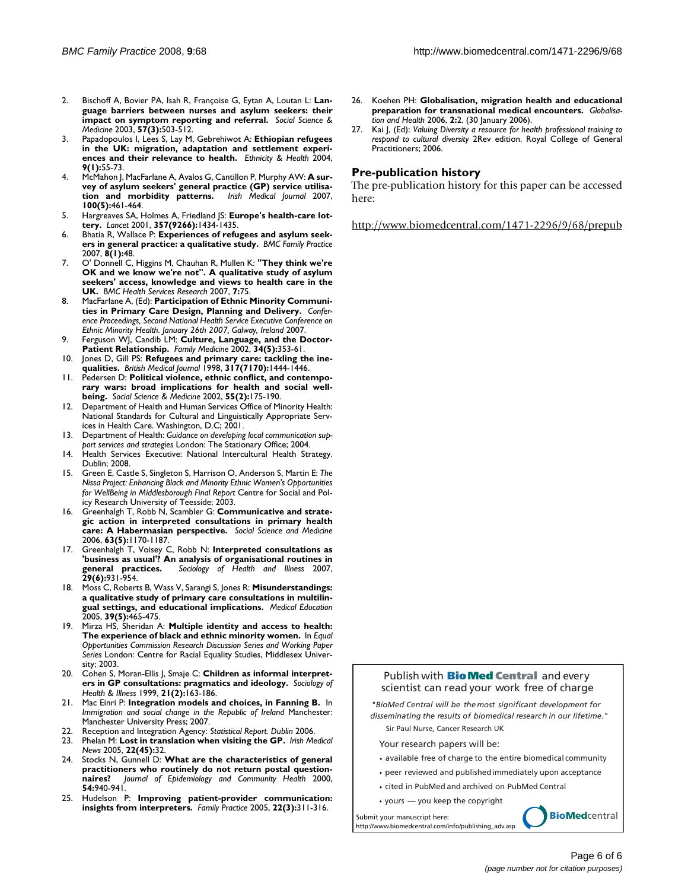2. Bischoff A, Bovier PA, Isah R, Françoise G, Eytan A, Loutan L: **Language barriers between nurses and asylum seekers: their impact on symptom reporting and referral.** *Social Science & Medicine* 2003, **57(3):**503-512.
3. Papadopoulos I, Lees S, Lay M, Gebrehiwot A: **Ethiopian refugees in the UK: migration, adaptation and settlement experiences and their relevance to health.** *Ethnicity & Health* 2004, **9(1):**55-73.
4. McMahon J, MacFarlane A, Avalos G, Cantillon P, Murphy AW: **A survey of asylum seekers' general practice (GP) service utilisation and morbidity patterns.** *Irish Medical Journal* 2007, **100(5):**461-464.
5. Hargreaves SA, Holmes A, Friedland JS: **Europe's health-care lottery.** *Lancet* 2001, **357(9266):**1434-1435.
6. Bhatia R, Wallace P: **Experiences of refugees and asylum seekers in general practice: a qualitative study.** *BMC Family Practice* 2007, **8(1):**48.
7. O' Donnell C, Higgins M, Chauhan R, Mullen K: **"They think we're OK and we know we're not". A qualitative study of asylum seekers' access, knowledge and views to health care in the UK.** *BMC Health Services Research* 2007, **7:**75.
8. MacFarlane A, (Ed): **Participation of Ethnic Minority Communities in Primary Care Design, Planning and Delivery.** *Conference Proceedings, Second National Health Service Executive Conference on Ethnic Minority Health. January 26th 2007, Galway, Ireland* 2007.
9. Ferguson WJ, Candib LM: **Culture, Language, and the Doctor-Patient Relationship.** *Family Medicine* 2002, **34(5):**353-61.
10. Jones D, Gill PS: **Refugees and primary care: tackling the inequalities.** *British Medical Journal* 1998, **317(7170):**1444-1446.
11. Pedersen D: **Political violence, ethnic conflict, and contemporary wars: broad implications for health and social wellbeing.** *Social Science & Medicine* 2002, **55(2):**175-190.
12. Department of Health and Human Services Office of Minority Health: National Standards for Cultural and Linguistically Appropriate Services in Health Care. Washington, D.C; 2001.
13. Department of Health: *Guidance on developing local communication support services and strategies* London: The Stationary Office; 2004.
14. Health Services Executive: National Intercultural Health Strategy. Dublin; 2008.
15. Green E, Castle S, Singleton S, Harrison O, Anderson S, Martin E: *The Nissa Project: Enhancing Black and Minority Ethnic Women's Opportunities for WellBeing in Middlesborough Final Report* Centre for Social and Policy Research University of Teesside; 2003.
16. Greenhalgh T, Robb N, Scambler G: **Communicative and strategic action in interpreted consultations in primary health care: A Habermasian perspective.** *Social Science and Medicine* 2006, **63(5):**1170-1187.
17. Greenhalgh T, Voisey C, Robb N: **Interpreted consultations as 'business as usual'? An analysis of organisational routines in general practices.** *Sociology of Health and Illness* 2007, **29(6):**931-954.
18. Moss C, Roberts B, Wass V, Sarangi S, Jones R: **Misunderstandings: a qualitative study of primary care consultations in multilingual settings, and educational implications.** *Medical Education* 2005, **39(5):**465-475.
19. Mirza HS, Sheridan A: **Multiple identity and access to health: The experience of black and ethnic minority women.** In *Equal Opportunities Commission Research Discussion Series and Working Paper Series* London: Centre for Racial Equality Studies, Middlesex University; 2003.
20. Cohen S, Moran-Ellis J, Smaje C: **Children as informal interpreters in GP consultations: pragmatics and ideology.** *Sociology of Health & Illness* 1999, **21(2):**163-186.
21. Mac Einri P: **Integration models and choices, in Fanning B.** In *Immigration and social change in the Republic of Ireland* Manchester: Manchester University Press; 2007.
22. Reception and Integration Agency: *Statistical Report. Dublin* 2006.
23. Phelan M: **Lost in translation when visiting the GP.** *Irish Medical News* 2005, **22(45):**32.
24. Stocks N, Gunnell D: **What are the characteristics of general practitioners who routinely do not return postal questionnaires?** *Journal of Epidemiology and Community Health* 2000, **54:**940-941.
25. Hudelson P: **Improving patient-provider communication: insights from interpreters.** *Family Practice* 2005, **22(3):**311-316.
26. Koehen PH: **Globalisation, migration health and educational preparation for transnational medical encounters.** *Globalisation and Health* 2006, **2:**2. (30 January 2006).
27. Kai J, (Ed): *Valuing Diversity a resource for health professional training to respond to cultural diversity* 2Rev edition. Royal College of General Practitioners; 2006.

## Pre-publication history

The pre-publication history for this paper can be accessed here:

http://www.biomedcentral.com/1471-2296/9/68/prepub

Publish with **BioMed Central** and every scientist can read your work free of charge

*"BioMed Central will be the most significant development for disseminating the results of biomedical research in our lifetime."*

Sir Paul Nurse, Cancer Research UK

Your research papers will be:

- available free of charge to the entire biomedical community
- peer reviewed and published immediately upon acceptance
- cited in PubMed and archived on PubMed Central
- yours — you keep the copyright

Submit your manuscript here:
http://www.biomedcentral.com/info/publishing_adv.asp

BioMedcentral